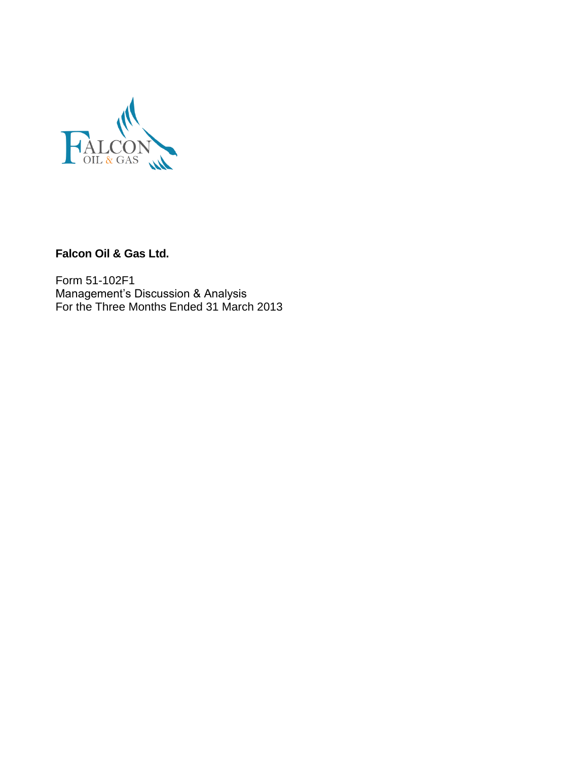**Falcon Oil & Gas Ltd.**

Form 51-102F1
Management's Discussion & Analysis
For the Three Months Ended 31 March 2013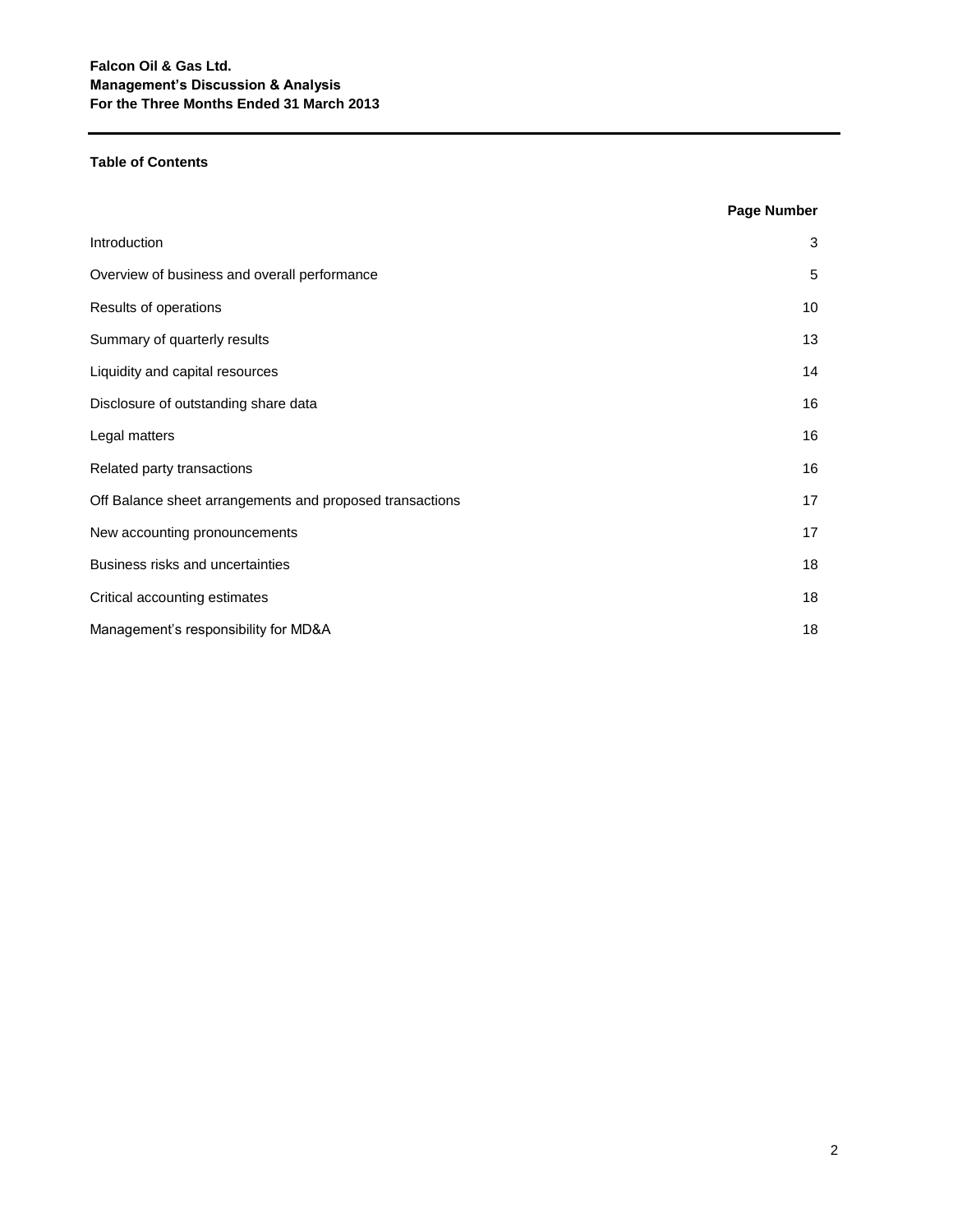**Falcon Oil & Gas Ltd.**
**Management's Discussion & Analysis**
**For the Three Months Ended 31 March 2013**

**Table of Contents**

| | Page Number |
|---|---|
| Introduction | 3 |
| Overview of business and overall performance | 5 |
| Results of operations | 10 |
| Summary of quarterly results | 13 |
| Liquidity and capital resources | 14 |
| Disclosure of outstanding share data | 16 |
| Legal matters | 16 |
| Related party transactions | 16 |
| Off Balance sheet arrangements and proposed transactions | 17 |
| New accounting pronouncements | 17 |
| Business risks and uncertainties | 18 |
| Critical accounting estimates | 18 |
| Management's responsibility for MD&A | 18 |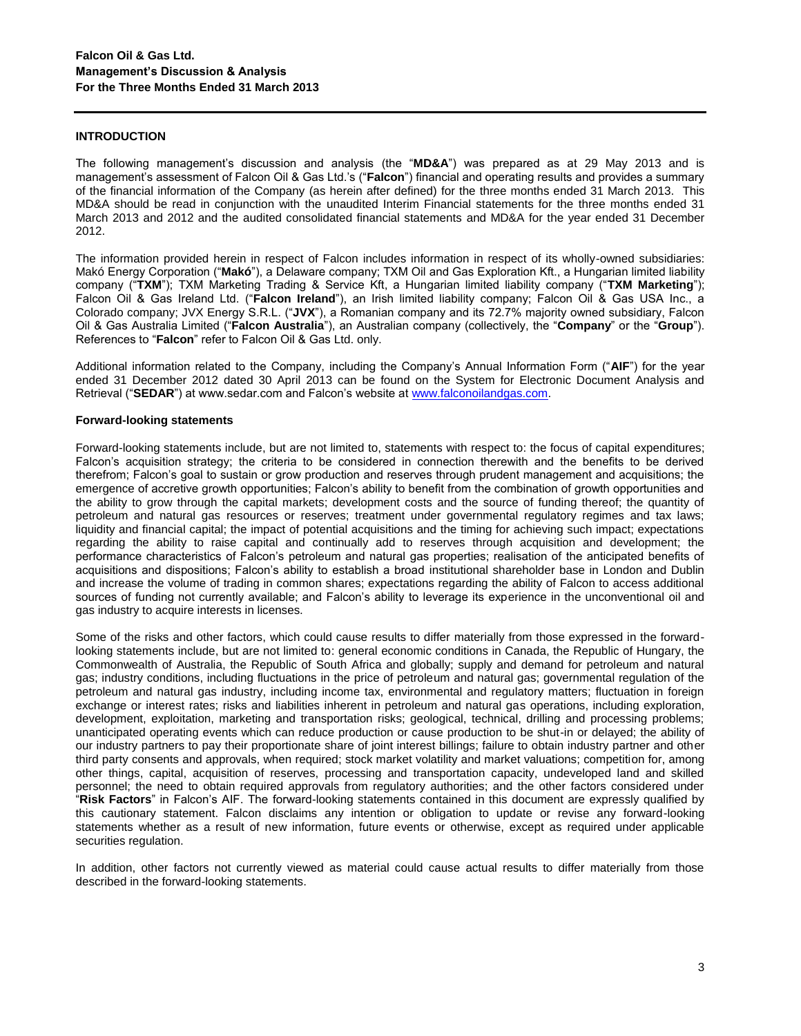**Falcon Oil & Gas Ltd.**
**Management's Discussion & Analysis**
**For the Three Months Ended 31 March 2013**

## INTRODUCTION

The following management's discussion and analysis (the "**MD&A**") was prepared as at 29 May 2013 and is management's assessment of Falcon Oil & Gas Ltd.'s ("**Falcon**") financial and operating results and provides a summary of the financial information of the Company (as herein after defined) for the three months ended 31 March 2013. This MD&A should be read in conjunction with the unaudited Interim Financial statements for the three months ended 31 March 2013 and 2012 and the audited consolidated financial statements and MD&A for the year ended 31 December 2012.

The information provided herein in respect of Falcon includes information in respect of its wholly-owned subsidiaries: Makó Energy Corporation ("**Makó**"), a Delaware company; TXM Oil and Gas Exploration Kft., a Hungarian limited liability company ("**TXM**"); TXM Marketing Trading & Service Kft, a Hungarian limited liability company ("**TXM Marketing**"); Falcon Oil & Gas Ireland Ltd. ("**Falcon Ireland**"), an Irish limited liability company; Falcon Oil & Gas USA Inc., a Colorado company; JVX Energy S.R.L. ("**JVX**"), a Romanian company and its 72.7% majority owned subsidiary, Falcon Oil & Gas Australia Limited ("**Falcon Australia**"), an Australian company (collectively, the "**Company**" or the "**Group**"). References to "**Falcon**" refer to Falcon Oil & Gas Ltd. only.

Additional information related to the Company, including the Company's Annual Information Form ("**AIF**") for the year ended 31 December 2012 dated 30 April 2013 can be found on the System for Electronic Document Analysis and Retrieval ("**SEDAR**") at www.sedar.com and Falcon's website at www.falconoilandgas.com.

### Forward-looking statements

Forward-looking statements include, but are not limited to, statements with respect to: the focus of capital expenditures; Falcon's acquisition strategy; the criteria to be considered in connection therewith and the benefits to be derived therefrom; Falcon's goal to sustain or grow production and reserves through prudent management and acquisitions; the emergence of accretive growth opportunities; Falcon's ability to benefit from the combination of growth opportunities and the ability to grow through the capital markets; development costs and the source of funding thereof; the quantity of petroleum and natural gas resources or reserves; treatment under governmental regulatory regimes and tax laws; liquidity and financial capital; the impact of potential acquisitions and the timing for achieving such impact; expectations regarding the ability to raise capital and continually add to reserves through acquisition and development; the performance characteristics of Falcon's petroleum and natural gas properties; realisation of the anticipated benefits of acquisitions and dispositions; Falcon's ability to establish a broad institutional shareholder base in London and Dublin and increase the volume of trading in common shares; expectations regarding the ability of Falcon to access additional sources of funding not currently available; and Falcon's ability to leverage its experience in the unconventional oil and gas industry to acquire interests in licenses.

Some of the risks and other factors, which could cause results to differ materially from those expressed in the forward-looking statements include, but are not limited to: general economic conditions in Canada, the Republic of Hungary, the Commonwealth of Australia, the Republic of South Africa and globally; supply and demand for petroleum and natural gas; industry conditions, including fluctuations in the price of petroleum and natural gas; governmental regulation of the petroleum and natural gas industry, including income tax, environmental and regulatory matters; fluctuation in foreign exchange or interest rates; risks and liabilities inherent in petroleum and natural gas operations, including exploration, development, exploitation, marketing and transportation risks; geological, technical, drilling and processing problems; unanticipated operating events which can reduce production or cause production to be shut-in or delayed; the ability of our industry partners to pay their proportionate share of joint interest billings; failure to obtain industry partner and other third party consents and approvals, when required; stock market volatility and market valuations; competition for, among other things, capital, acquisition of reserves, processing and transportation capacity, undeveloped land and skilled personnel; the need to obtain required approvals from regulatory authorities; and the other factors considered under "**Risk Factors**" in Falcon's AIF. The forward-looking statements contained in this document are expressly qualified by this cautionary statement. Falcon disclaims any intention or obligation to update or revise any forward-looking statements whether as a result of new information, future events or otherwise, except as required under applicable securities regulation.

In addition, other factors not currently viewed as material could cause actual results to differ materially from those described in the forward-looking statements.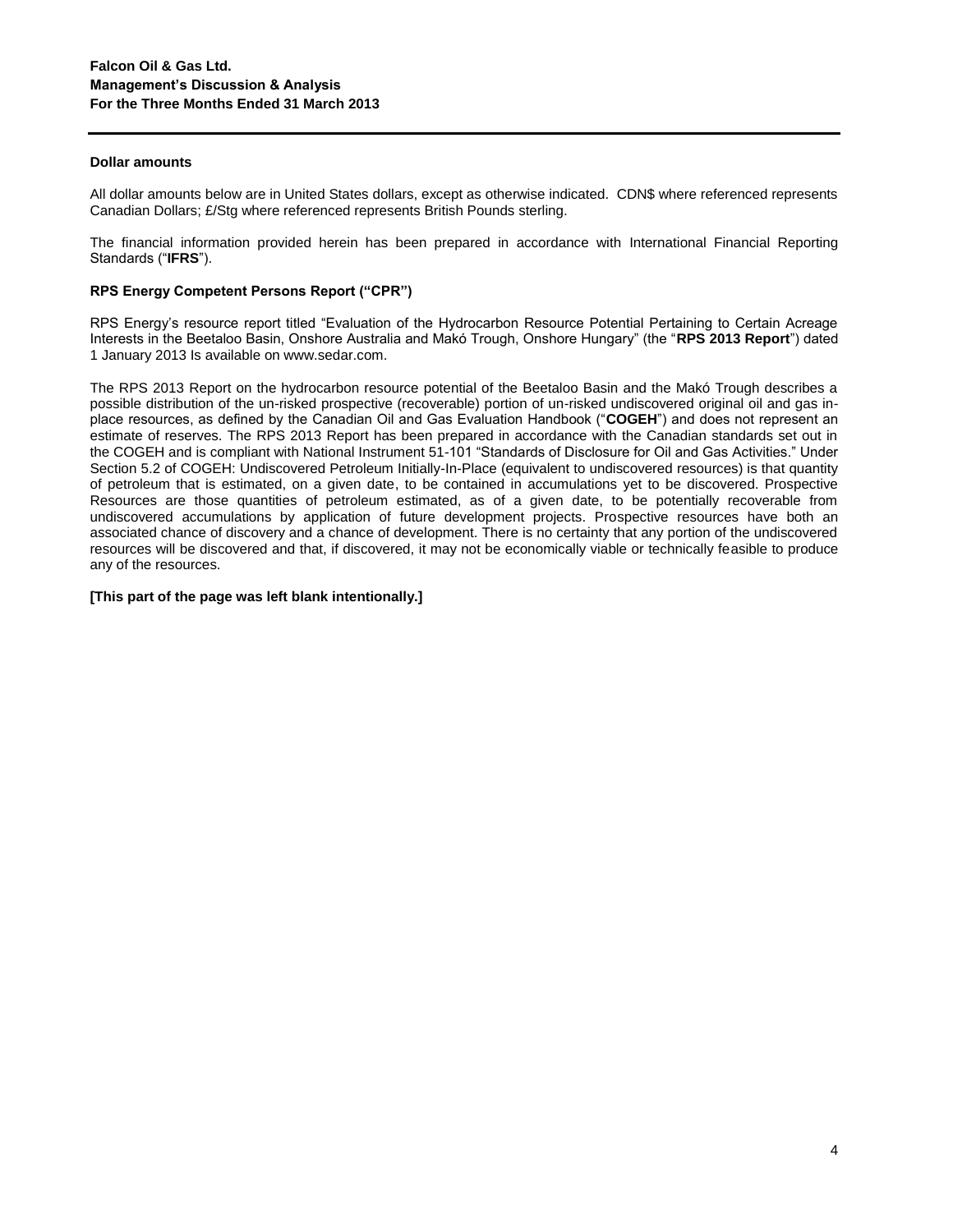#### Dollar amounts

All dollar amounts below are in United States dollars, except as otherwise indicated. CDN$ where referenced represents Canadian Dollars; £/Stg where referenced represents British Pounds sterling.

The financial information provided herein has been prepared in accordance with International Financial Reporting Standards ("**IFRS**").

#### RPS Energy Competent Persons Report ("CPR")

RPS Energy's resource report titled "Evaluation of the Hydrocarbon Resource Potential Pertaining to Certain Acreage Interests in the Beetaloo Basin, Onshore Australia and Makó Trough, Onshore Hungary" (the "**RPS 2013 Report**") dated 1 January 2013 Is available on www.sedar.com.

The RPS 2013 Report on the hydrocarbon resource potential of the Beetaloo Basin and the Makó Trough describes a possible distribution of the un-risked prospective (recoverable) portion of un-risked undiscovered original oil and gas in-place resources, as defined by the Canadian Oil and Gas Evaluation Handbook ("**COGEH**") and does not represent an estimate of reserves. The RPS 2013 Report has been prepared in accordance with the Canadian standards set out in the COGEH and is compliant with National Instrument 51-101 "Standards of Disclosure for Oil and Gas Activities." Under Section 5.2 of COGEH: Undiscovered Petroleum Initially-In-Place (equivalent to undiscovered resources) is that quantity of petroleum that is estimated, on a given date, to be contained in accumulations yet to be discovered. Prospective Resources are those quantities of petroleum estimated, as of a given date, to be potentially recoverable from undiscovered accumulations by application of future development projects. Prospective resources have both an associated chance of discovery and a chance of development. There is no certainty that any portion of the undiscovered resources will be discovered and that, if discovered, it may not be economically viable or technically feasible to produce any of the resources.

**[This part of the page was left blank intentionally.]**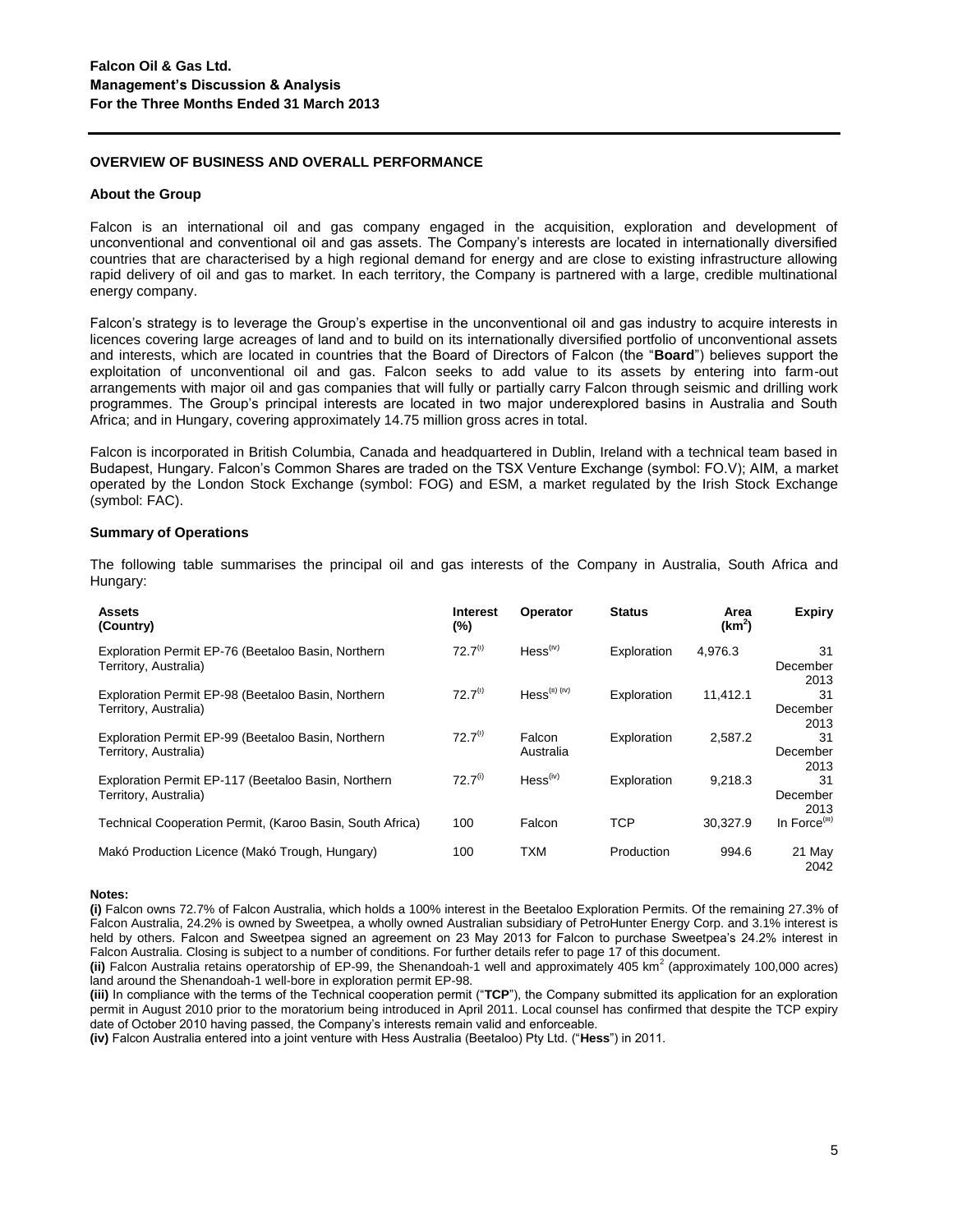## OVERVIEW OF BUSINESS AND OVERALL PERFORMANCE

### About the Group

Falcon is an international oil and gas company engaged in the acquisition, exploration and development of unconventional and conventional oil and gas assets. The Company's interests are located in internationally diversified countries that are characterised by a high regional demand for energy and are close to existing infrastructure allowing rapid delivery of oil and gas to market. In each territory, the Company is partnered with a large, credible multinational energy company.

Falcon's strategy is to leverage the Group's expertise in the unconventional oil and gas industry to acquire interests in licences covering large acreages of land and to build on its internationally diversified portfolio of unconventional assets and interests, which are located in countries that the Board of Directors of Falcon (the "**Board**") believes support the exploitation of unconventional oil and gas. Falcon seeks to add value to its assets by entering into farm-out arrangements with major oil and gas companies that will fully or partially carry Falcon through seismic and drilling work programmes. The Group's principal interests are located in two major underexplored basins in Australia and South Africa; and in Hungary, covering approximately 14.75 million gross acres in total.

Falcon is incorporated in British Columbia, Canada and headquartered in Dublin, Ireland with a technical team based in Budapest, Hungary. Falcon's Common Shares are traded on the TSX Venture Exchange (symbol: FO.V); AIM, a market operated by the London Stock Exchange (symbol: FOG) and ESM, a market regulated by the Irish Stock Exchange (symbol: FAC).

### Summary of Operations

The following table summarises the principal oil and gas interests of the Company in Australia, South Africa and Hungary:

| Assets (Country) | Interest (%) | Operator | Status | Area ($km^2$) | Expiry |
|---|---|---|---|---|---|
| Exploration Permit EP-76 (Beetaloo Basin, Northern Territory, Australia) | 72.7[(i)] | Hess[(iv)] | Exploration | 4,976.3 | 31 December 2013 |
| Exploration Permit EP-98 (Beetaloo Basin, Northern Territory, Australia) | 72.7[(i)] | Hess[(ii) (iv)] | Exploration | 11,412.1 | 31 December 2013 |
| Exploration Permit EP-99 (Beetaloo Basin, Northern Territory, Australia) | 72.7[(i)] | Falcon Australia | Exploration | 2,587.2 | 31 December 2013 |
| Exploration Permit EP-117 (Beetaloo Basin, Northern Territory, Australia) | 72.7[(i)] | Hess[(iv)] | Exploration | 9,218.3 | 31 December 2013 |
| Technical Cooperation Permit, (Karoo Basin, South Africa) | 100 | Falcon | TCP | 30,327.9 | In Force[(iii)] |
| Makó Production Licence (Makó Trough, Hungary) | 100 | TXM | Production | 994.6 | 21 May 2042 |

**Notes:**

**(i)** Falcon owns 72.7% of Falcon Australia, which holds a 100% interest in the Beetaloo Exploration Permits. Of the remaining 27.3% of Falcon Australia, 24.2% is owned by Sweetpea, a wholly owned Australian subsidiary of PetroHunter Energy Corp. and 3.1% interest is held by others. Falcon and Sweetpea signed an agreement on 23 May 2013 for Falcon to purchase Sweetpea's 24.2% interest in Falcon Australia. Closing is subject to a number of conditions. For further details refer to page 17 of this document.

**(ii)** Falcon Australia retains operatorship of EP-99, the Shenandoah-1 well and approximately 405 $km^2$ (approximately 100,000 acres) land around the Shenandoah-1 well-bore in exploration permit EP-98.

**(iii)** In compliance with the terms of the Technical cooperation permit ("**TCP**"), the Company submitted its application for an exploration permit in August 2010 prior to the moratorium being introduced in April 2011. Local counsel has confirmed that despite the TCP expiry date of October 2010 having passed, the Company's interests remain valid and enforceable.

**(iv)** Falcon Australia entered into a joint venture with Hess Australia (Beetaloo) Pty Ltd. ("**Hess**") in 2011.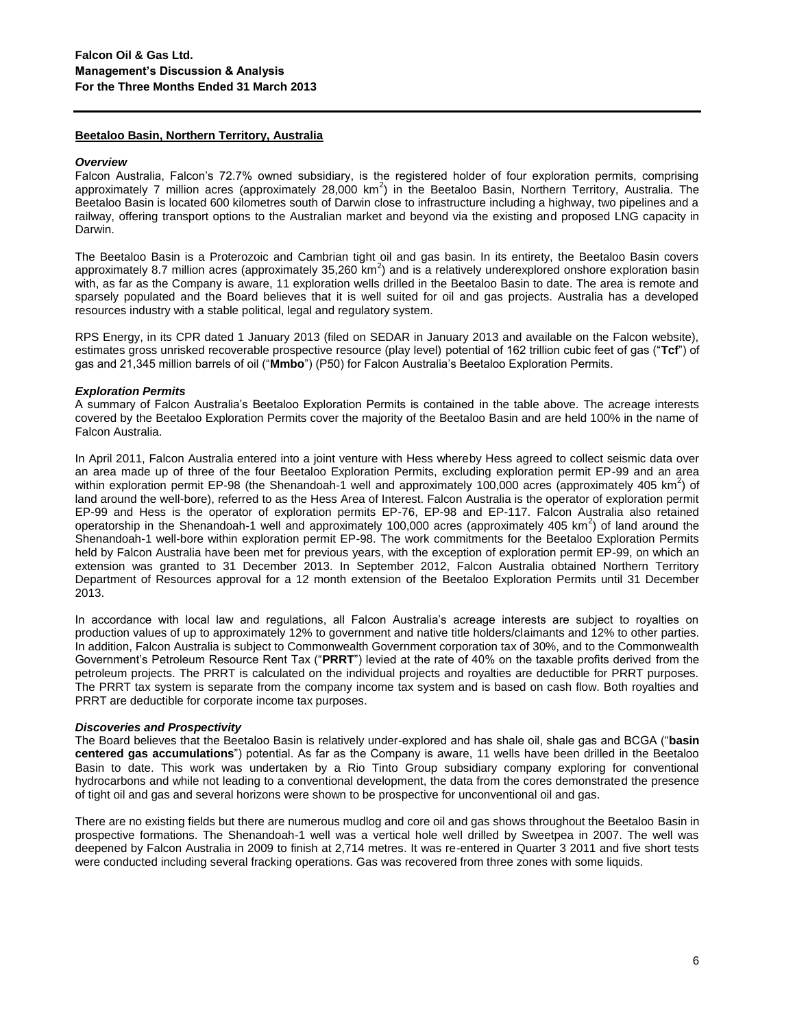## Beetaloo Basin, Northern Territory, Australia

### *Overview*

Falcon Australia, Falcon's 72.7% owned subsidiary, is the registered holder of four exploration permits, comprising approximately 7 million acres (approximately 28,000 $km^2$) in the Beetaloo Basin, Northern Territory, Australia. The Beetaloo Basin is located 600 kilometres south of Darwin close to infrastructure including a highway, two pipelines and a railway, offering transport options to the Australian market and beyond via the existing and proposed LNG capacity in Darwin.

The Beetaloo Basin is a Proterozoic and Cambrian tight oil and gas basin. In its entirety, the Beetaloo Basin covers approximately 8.7 million acres (approximately 35,260 $km^2$) and is a relatively underexplored onshore exploration basin with, as far as the Company is aware, 11 exploration wells drilled in the Beetaloo Basin to date. The area is remote and sparsely populated and the Board believes that it is well suited for oil and gas projects. Australia has a developed resources industry with a stable political, legal and regulatory system.

RPS Energy, in its CPR dated 1 January 2013 (filed on SEDAR in January 2013 and available on the Falcon website), estimates gross unrisked recoverable prospective resource (play level) potential of 162 trillion cubic feet of gas ("**Tcf**") of gas and 21,345 million barrels of oil ("**Mmbo**") (P50) for Falcon Australia's Beetaloo Exploration Permits.

### *Exploration Permits*

A summary of Falcon Australia's Beetaloo Exploration Permits is contained in the table above. The acreage interests covered by the Beetaloo Exploration Permits cover the majority of the Beetaloo Basin and are held 100% in the name of Falcon Australia.

In April 2011, Falcon Australia entered into a joint venture with Hess whereby Hess agreed to collect seismic data over an area made up of three of the four Beetaloo Exploration Permits, excluding exploration permit EP-99 and an area within exploration permit EP-98 (the Shenandoah-1 well and approximately 100,000 acres (approximately 405 $km^2$) of land around the well-bore), referred to as the Hess Area of Interest. Falcon Australia is the operator of exploration permit EP-99 and Hess is the operator of exploration permits EP-76, EP-98 and EP-117. Falcon Australia also retained operatorship in the Shenandoah-1 well and approximately 100,000 acres (approximately 405 $km^2$) of land around the Shenandoah-1 well-bore within exploration permit EP-98. The work commitments for the Beetaloo Exploration Permits held by Falcon Australia have been met for previous years, with the exception of exploration permit EP-99, on which an extension was granted to 31 December 2013. In September 2012, Falcon Australia obtained Northern Territory Department of Resources approval for a 12 month extension of the Beetaloo Exploration Permits until 31 December 2013.

In accordance with local law and regulations, all Falcon Australia's acreage interests are subject to royalties on production values of up to approximately 12% to government and native title holders/claimants and 12% to other parties. In addition, Falcon Australia is subject to Commonwealth Government corporation tax of 30%, and to the Commonwealth Government's Petroleum Resource Rent Tax ("**PRRT**") levied at the rate of 40% on the taxable profits derived from the petroleum projects. The PRRT is calculated on the individual projects and royalties are deductible for PRRT purposes. The PRRT tax system is separate from the company income tax system and is based on cash flow. Both royalties and PRRT are deductible for corporate income tax purposes.

### *Discoveries and Prospectivity*

The Board believes that the Beetaloo Basin is relatively under-explored and has shale oil, shale gas and BCGA ("**basin centered gas accumulations**") potential. As far as the Company is aware, 11 wells have been drilled in the Beetaloo Basin to date. This work was undertaken by a Rio Tinto Group subsidiary company exploring for conventional hydrocarbons and while not leading to a conventional development, the data from the cores demonstrated the presence of tight oil and gas and several horizons were shown to be prospective for unconventional oil and gas.

There are no existing fields but there are numerous mudlog and core oil and gas shows throughout the Beetaloo Basin in prospective formations. The Shenandoah-1 well was a vertical hole well drilled by Sweetpea in 2007. The well was deepened by Falcon Australia in 2009 to finish at 2,714 metres. It was re-entered in Quarter 3 2011 and five short tests were conducted including several fracking operations. Gas was recovered from three zones with some liquids.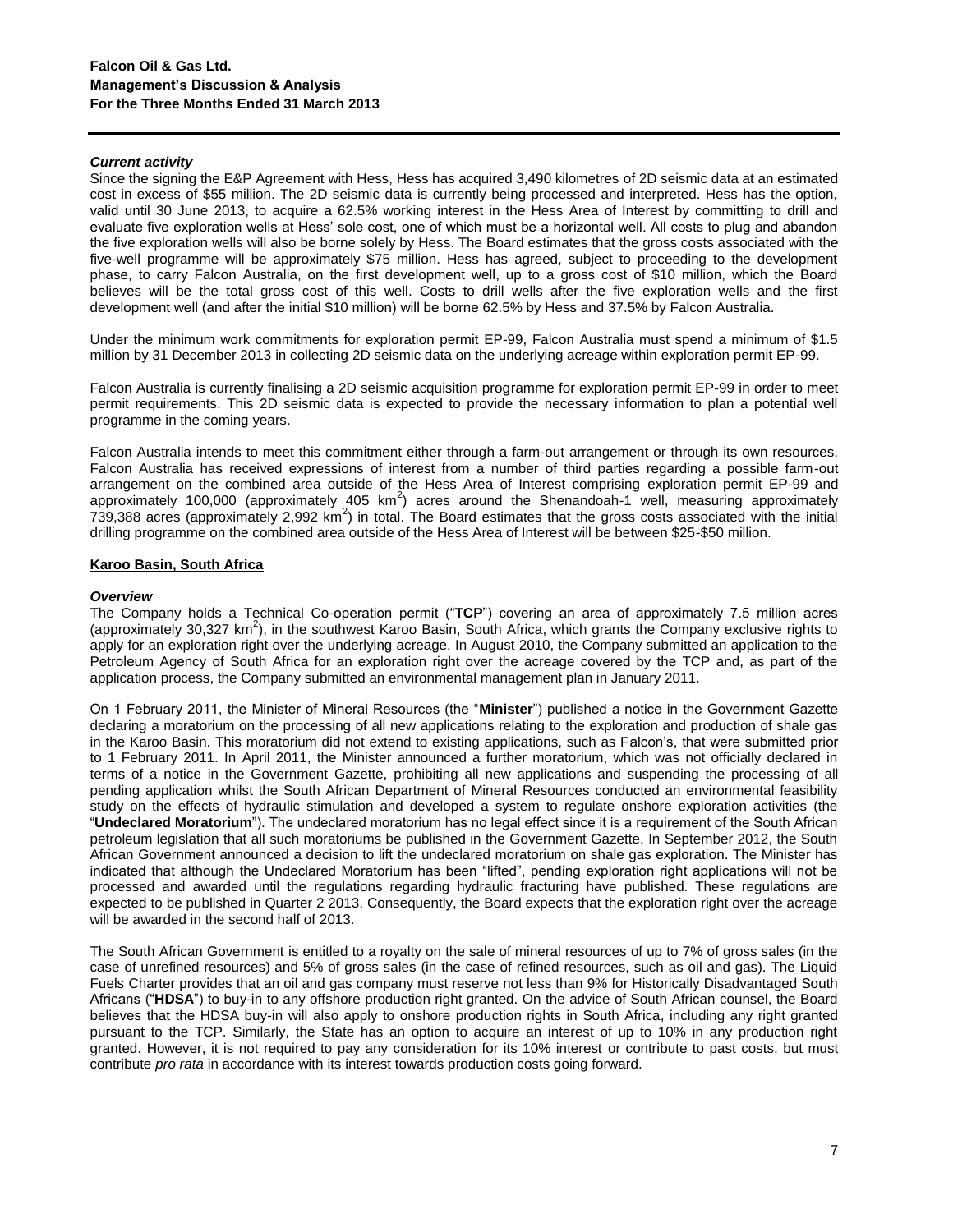### *Current activity*

Since the signing the E&P Agreement with Hess, Hess has acquired 3,490 kilometres of 2D seismic data at an estimated cost in excess of $55 million. The 2D seismic data is currently being processed and interpreted. Hess has the option, valid until 30 June 2013, to acquire a 62.5% working interest in the Hess Area of Interest by committing to drill and evaluate five exploration wells at Hess' sole cost, one of which must be a horizontal well. All costs to plug and abandon the five exploration wells will also be borne solely by Hess. The Board estimates that the gross costs associated with the five-well programme will be approximately $75 million. Hess has agreed, subject to proceeding to the development phase, to carry Falcon Australia, on the first development well, up to a gross cost of $10 million, which the Board believes will be the total gross cost of this well. Costs to drill wells after the five exploration wells and the first development well (and after the initial $10 million) will be borne 62.5% by Hess and 37.5% by Falcon Australia.

Under the minimum work commitments for exploration permit EP-99, Falcon Australia must spend a minimum of $1.5 million by 31 December 2013 in collecting 2D seismic data on the underlying acreage within exploration permit EP-99.

Falcon Australia is currently finalising a 2D seismic acquisition programme for exploration permit EP-99 in order to meet permit requirements. This 2D seismic data is expected to provide the necessary information to plan a potential well programme in the coming years.

Falcon Australia intends to meet this commitment either through a farm-out arrangement or through its own resources. Falcon Australia has received expressions of interest from a number of third parties regarding a possible farm-out arrangement on the combined area outside of the Hess Area of Interest comprising exploration permit EP-99 and approximately 100,000 (approximately 405 km$^2$) acres around the Shenandoah-1 well, measuring approximately 739,388 acres (approximately 2,992 km$^2$) in total. The Board estimates that the gross costs associated with the initial drilling programme on the combined area outside of the Hess Area of Interest will be between $25-$50 million.

## Karoo Basin, South Africa

### *Overview*

The Company holds a Technical Co-operation permit ("**TCP**") covering an area of approximately 7.5 million acres (approximately 30,327 km$^2$), in the southwest Karoo Basin, South Africa, which grants the Company exclusive rights to apply for an exploration right over the underlying acreage. In August 2010, the Company submitted an application to the Petroleum Agency of South Africa for an exploration right over the acreage covered by the TCP and, as part of the application process, the Company submitted an environmental management plan in January 2011.

On 1 February 2011, the Minister of Mineral Resources (the "**Minister**") published a notice in the Government Gazette declaring a moratorium on the processing of all new applications relating to the exploration and production of shale gas in the Karoo Basin. This moratorium did not extend to existing applications, such as Falcon's, that were submitted prior to 1 February 2011. In April 2011, the Minister announced a further moratorium, which was not officially declared in terms of a notice in the Government Gazette, prohibiting all new applications and suspending the processing of all pending application whilst the South African Department of Mineral Resources conducted an environmental feasibility study on the effects of hydraulic stimulation and developed a system to regulate onshore exploration activities (the "**Undeclared Moratorium**"). The undeclared moratorium has no legal effect since it is a requirement of the South African petroleum legislation that all such moratoriums be published in the Government Gazette. In September 2012, the South African Government announced a decision to lift the undeclared moratorium on shale gas exploration. The Minister has indicated that although the Undeclared Moratorium has been "lifted", pending exploration right applications will not be processed and awarded until the regulations regarding hydraulic fracturing have published. These regulations are expected to be published in Quarter 2 2013. Consequently, the Board expects that the exploration right over the acreage will be awarded in the second half of 2013.

The South African Government is entitled to a royalty on the sale of mineral resources of up to 7% of gross sales (in the case of unrefined resources) and 5% of gross sales (in the case of refined resources, such as oil and gas). The Liquid Fuels Charter provides that an oil and gas company must reserve not less than 9% for Historically Disadvantaged South Africans ("**HDSA**") to buy-in to any offshore production right granted. On the advice of South African counsel, the Board believes that the HDSA buy-in will also apply to onshore production rights in South Africa, including any right granted pursuant to the TCP. Similarly, the State has an option to acquire an interest of up to 10% in any production right granted. However, it is not required to pay any consideration for its 10% interest or contribute to past costs, but must contribute *pro rata* in accordance with its interest towards production costs going forward.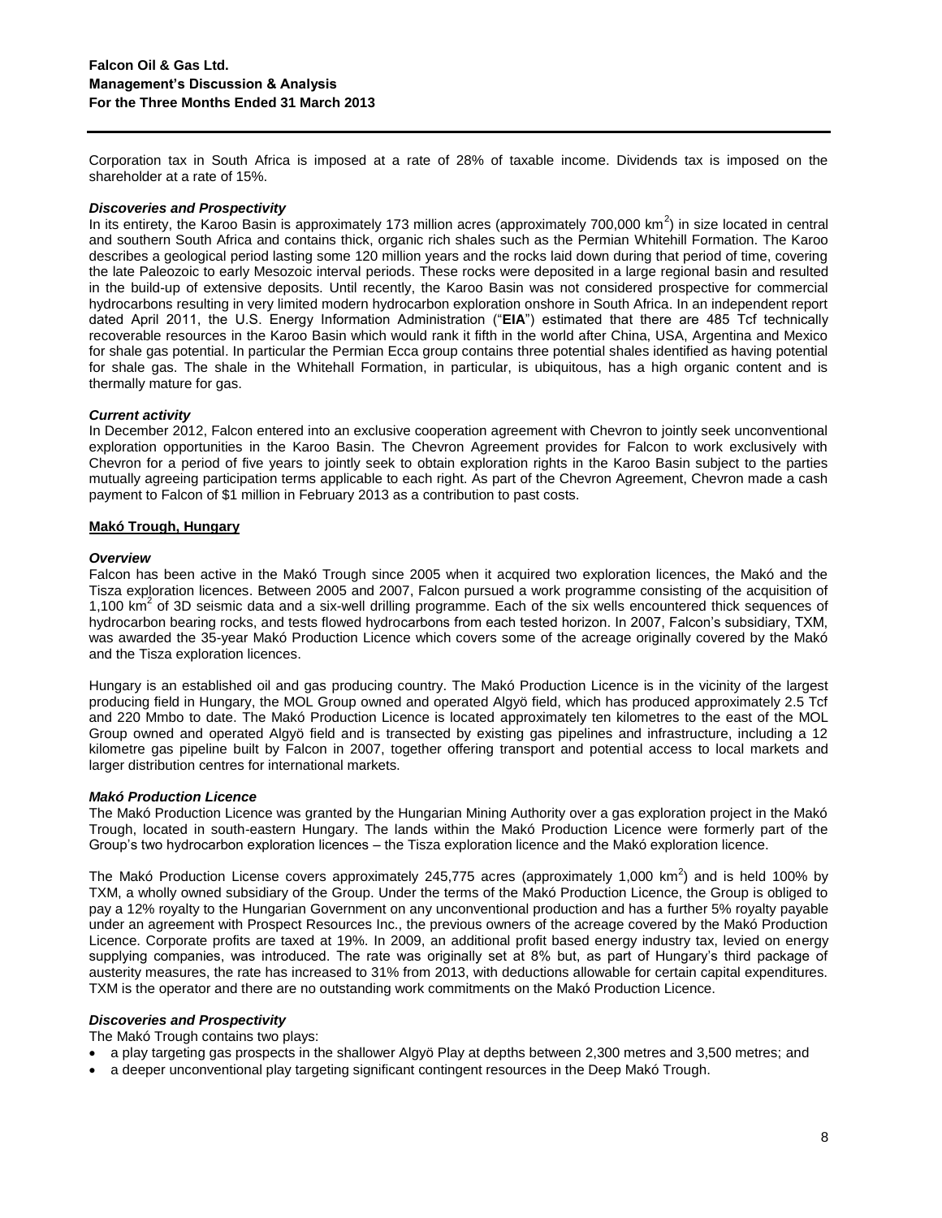Corporation tax in South Africa is imposed at a rate of 28% of taxable income. Dividends tax is imposed on the shareholder at a rate of 15%.

***Discoveries and Prospectivity***

In its entirety, the Karoo Basin is approximately 173 million acres (approximately 700,000 $km^2$) in size located in central and southern South Africa and contains thick, organic rich shales such as the Permian Whitehill Formation. The Karoo describes a geological period lasting some 120 million years and the rocks laid down during that period of time, covering the late Paleozoic to early Mesozoic interval periods. These rocks were deposited in a large regional basin and resulted in the build-up of extensive deposits. Until recently, the Karoo Basin was not considered prospective for commercial hydrocarbons resulting in very limited modern hydrocarbon exploration onshore in South Africa. In an independent report dated April 2011, the U.S. Energy Information Administration ("**EIA**") estimated that there are 485 Tcf technically recoverable resources in the Karoo Basin which would rank it fifth in the world after China, USA, Argentina and Mexico for shale gas potential. In particular the Permian Ecca group contains three potential shales identified as having potential for shale gas. The shale in the Whitehall Formation, in particular, is ubiquitous, has a high organic content and is thermally mature for gas.

***Current activity***

In December 2012, Falcon entered into an exclusive cooperation agreement with Chevron to jointly seek unconventional exploration opportunities in the Karoo Basin. The Chevron Agreement provides for Falcon to work exclusively with Chevron for a period of five years to jointly seek to obtain exploration rights in the Karoo Basin subject to the parties mutually agreeing participation terms applicable to each right. As part of the Chevron Agreement, Chevron made a cash payment to Falcon of $1 million in February 2013 as a contribution to past costs.

**Makó Trough, Hungary**

***Overview***

Falcon has been active in the Makó Trough since 2005 when it acquired two exploration licences, the Makó and the Tisza exploration licences. Between 2005 and 2007, Falcon pursued a work programme consisting of the acquisition of 1,100 $km^2$ of 3D seismic data and a six-well drilling programme. Each of the six wells encountered thick sequences of hydrocarbon bearing rocks, and tests flowed hydrocarbons from each tested horizon. In 2007, Falcon's subsidiary, TXM, was awarded the 35-year Makó Production Licence which covers some of the acreage originally covered by the Makó and the Tisza exploration licences.

Hungary is an established oil and gas producing country. The Makó Production Licence is in the vicinity of the largest producing field in Hungary, the MOL Group owned and operated Algyö field, which has produced approximately 2.5 Tcf and 220 Mmbo to date. The Makó Production Licence is located approximately ten kilometres to the east of the MOL Group owned and operated Algyö field and is transected by existing gas pipelines and infrastructure, including a 12 kilometre gas pipeline built by Falcon in 2007, together offering transport and potential access to local markets and larger distribution centres for international markets.

***Makó Production Licence***

The Makó Production Licence was granted by the Hungarian Mining Authority over a gas exploration project in the Makó Trough, located in south-eastern Hungary. The lands within the Makó Production Licence were formerly part of the Group's two hydrocarbon exploration licences – the Tisza exploration licence and the Makó exploration licence.

The Makó Production License covers approximately 245,775 acres (approximately 1,000 $km^2$) and is held 100% by TXM, a wholly owned subsidiary of the Group. Under the terms of the Makó Production Licence, the Group is obliged to pay a 12% royalty to the Hungarian Government on any unconventional production and has a further 5% royalty payable under an agreement with Prospect Resources Inc., the previous owners of the acreage covered by the Makó Production Licence. Corporate profits are taxed at 19%. In 2009, an additional profit based energy industry tax, levied on energy supplying companies, was introduced. The rate was originally set at 8% but, as part of Hungary's third package of austerity measures, the rate has increased to 31% from 2013, with deductions allowable for certain capital expenditures. TXM is the operator and there are no outstanding work commitments on the Makó Production Licence.

***Discoveries and Prospectivity***

The Makó Trough contains two plays:

- a play targeting gas prospects in the shallower Algyö Play at depths between 2,300 metres and 3,500 metres; and
- a deeper unconventional play targeting significant contingent resources in the Deep Makó Trough.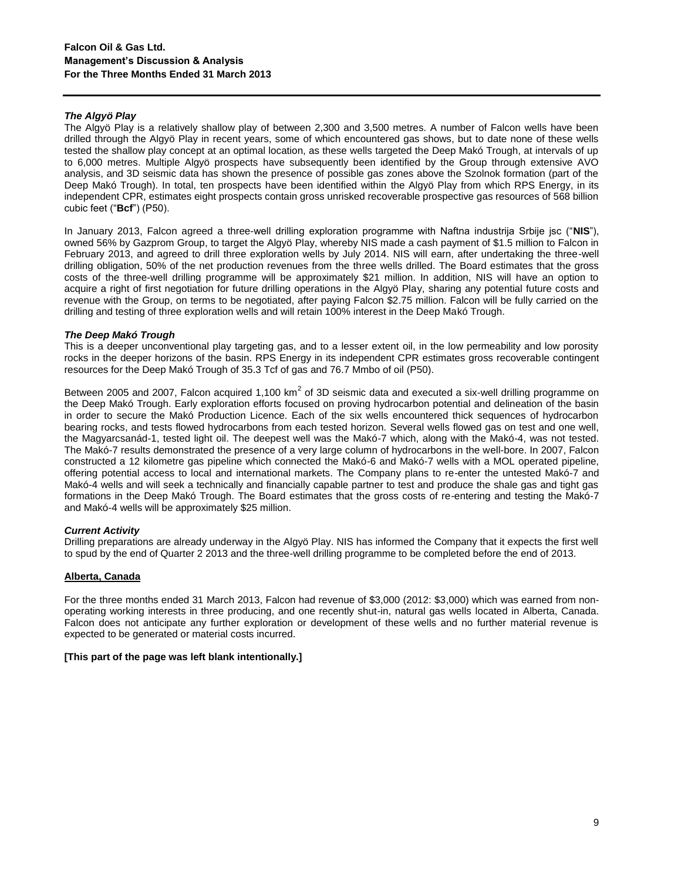*The Algyö Play*

The Algyö Play is a relatively shallow play of between 2,300 and 3,500 metres. A number of Falcon wells have been drilled through the Algyö Play in recent years, some of which encountered gas shows, but to date none of these wells tested the shallow play concept at an optimal location, as these wells targeted the Deep Makó Trough, at intervals of up to 6,000 metres. Multiple Algyö prospects have subsequently been identified by the Group through extensive AVO analysis, and 3D seismic data has shown the presence of possible gas zones above the Szolnok formation (part of the Deep Makó Trough). In total, ten prospects have been identified within the Algyö Play from which RPS Energy, in its independent CPR, estimates eight prospects contain gross unrisked recoverable prospective gas resources of 568 billion cubic feet ("**Bcf**") (P50).

In January 2013, Falcon agreed a three-well drilling exploration programme with Naftna industrija Srbije jsc ("**NIS**"), owned 56% by Gazprom Group, to target the Algyö Play, whereby NIS made a cash payment of $1.5 million to Falcon in February 2013, and agreed to drill three exploration wells by July 2014. NIS will earn, after undertaking the three-well drilling obligation, 50% of the net production revenues from the three wells drilled. The Board estimates that the gross costs of the three-well drilling programme will be approximately $21 million. In addition, NIS will have an option to acquire a right of first negotiation for future drilling operations in the Algyö Play, sharing any potential future costs and revenue with the Group, on terms to be negotiated, after paying Falcon $2.75 million. Falcon will be fully carried on the drilling and testing of three exploration wells and will retain 100% interest in the Deep Makó Trough.

*The Deep Makó Trough*

This is a deeper unconventional play targeting gas, and to a lesser extent oil, in the low permeability and low porosity rocks in the deeper horizons of the basin. RPS Energy in its independent CPR estimates gross recoverable contingent resources for the Deep Makó Trough of 35.3 Tcf of gas and 76.7 Mmbo of oil (P50).

Between 2005 and 2007, Falcon acquired 1,100 km$^2$ of 3D seismic data and executed a six-well drilling programme on the Deep Makó Trough. Early exploration efforts focused on proving hydrocarbon potential and delineation of the basin in order to secure the Makó Production Licence. Each of the six wells encountered thick sequences of hydrocarbon bearing rocks, and tests flowed hydrocarbons from each tested horizon. Several wells flowed gas on test and one well, the Magyarcsanád-1, tested light oil. The deepest well was the Makó-7 which, along with the Makó-4, was not tested. The Makó-7 results demonstrated the presence of a very large column of hydrocarbons in the well-bore. In 2007, Falcon constructed a 12 kilometre gas pipeline which connected the Makó-6 and Makó-7 wells with a MOL operated pipeline, offering potential access to local and international markets. The Company plans to re-enter the untested Makó-7 and Makó-4 wells and will seek a technically and financially capable partner to test and produce the shale gas and tight gas formations in the Deep Makó Trough. The Board estimates that the gross costs of re-entering and testing the Makó-7 and Makó-4 wells will be approximately $25 million.

*Current Activity*

Drilling preparations are already underway in the Algyö Play. NIS has informed the Company that it expects the first well to spud by the end of Quarter 2 2013 and the three-well drilling programme to be completed before the end of 2013.

**Alberta, Canada**

For the three months ended 31 March 2013, Falcon had revenue of $3,000 (2012: $3,000) which was earned from non-operating working interests in three producing, and one recently shut-in, natural gas wells located in Alberta, Canada. Falcon does not anticipate any further exploration or development of these wells and no further material revenue is expected to be generated or material costs incurred.

**[This part of the page was left blank intentionally.]**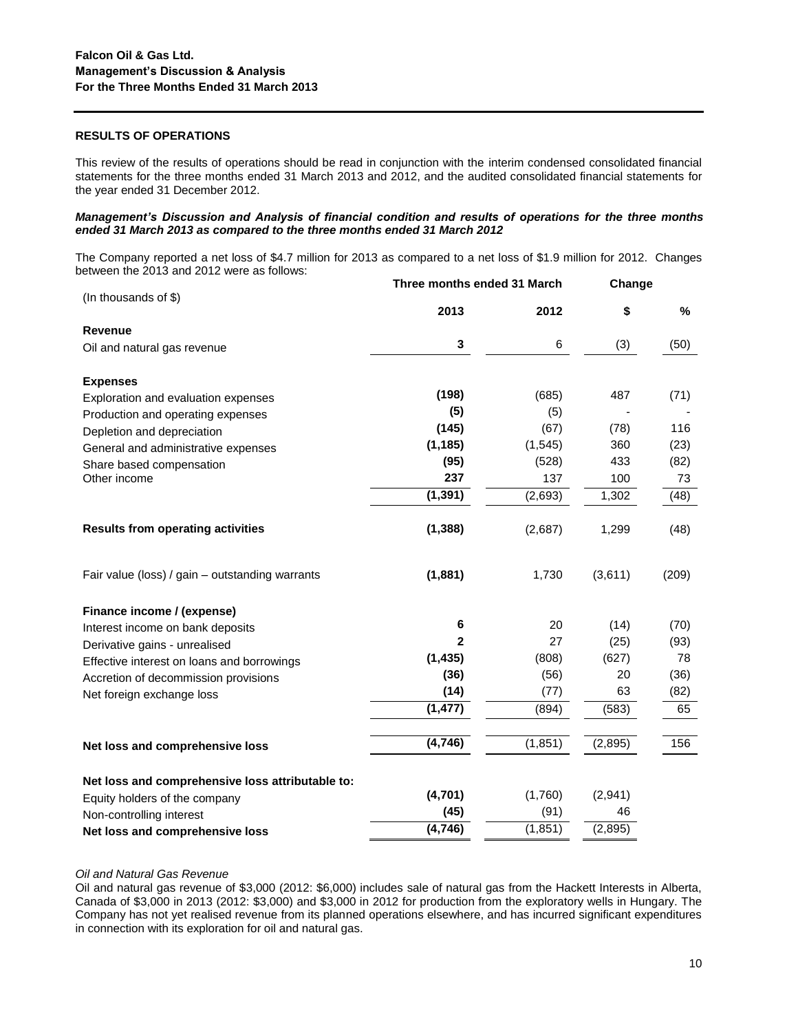**Falcon Oil & Gas Ltd.**
**Management's Discussion & Analysis**
**For the Three Months Ended 31 March 2013**

## RESULTS OF OPERATIONS

This review of the results of operations should be read in conjunction with the interim condensed consolidated financial statements for the three months ended 31 March 2013 and 2012, and the audited consolidated financial statements for the year ended 31 December 2012.

***Management's Discussion and Analysis of financial condition and results of operations for the three months ended 31 March 2013 as compared to the three months ended 31 March 2012***

The Company reported a net loss of $4.7 million for 2013 as compared to a net loss of $1.9 million for 2012. Changes between the 2013 and 2012 were as follows:

| (In thousands of $) | Three months ended 31 March | | Change | |
|---|---|---|---|---|
| | **2013** | **2012** | **$** | **%** |
| **Revenue** | | | | |
| Oil and natural gas revenue | **3** | 6 | (3) | (50) |
| **Expenses** | | | | |
| Exploration and evaluation expenses | **(198)** | (685) | 487 | (71) |
| Production and operating expenses | **(5)** | (5) | - | - |
| Depletion and depreciation | **(145)** | (67) | (78) | 116 |
| General and administrative expenses | **(1,185)** | (1,545) | 360 | (23) |
| Share based compensation | **(95)** | (528) | 433 | (82) |
| Other income | **237** | 137 | 100 | 73 |
| | **(1,391)** | (2,693) | 1,302 | (48) |
| **Results from operating activities** | **(1,388)** | (2,687) | 1,299 | (48) |
| Fair value (loss) / gain – outstanding warrants | **(1,881)** | 1,730 | (3,611) | (209) |
| **Finance income / (expense)** | | | | |
| Interest income on bank deposits | **6** | 20 | (14) | (70) |
| Derivative gains - unrealised | **2** | 27 | (25) | (93) |
| Effective interest on loans and borrowings | **(1,435)** | (808) | (627) | 78 |
| Accretion of decommission provisions | **(36)** | (56) | 20 | (36) |
| Net foreign exchange loss | **(14)** | (77) | 63 | (82) |
| | **(1,477)** | (894) | (583) | 65 |
| **Net loss and comprehensive loss** | **(4,746)** | (1,851) | (2,895) | 156 |
| **Net loss and comprehensive loss attributable to:** | | | | |
| Equity holders of the company | **(4,701)** | (1,760) | (2,941) | |
| Non-controlling interest | **(45)** | (91) | 46 | |
| **Net loss and comprehensive loss** | **(4,746)** | (1,851) | (2,895) | |

*Oil and Natural Gas Revenue*

Oil and natural gas revenue of $3,000 (2012: $6,000) includes sale of natural gas from the Hackett Interests in Alberta, Canada of $3,000 in 2013 (2012: $3,000) and $3,000 in 2012 for production from the exploratory wells in Hungary. The Company has not yet realised revenue from its planned operations elsewhere, and has incurred significant expenditures in connection with its exploration for oil and natural gas.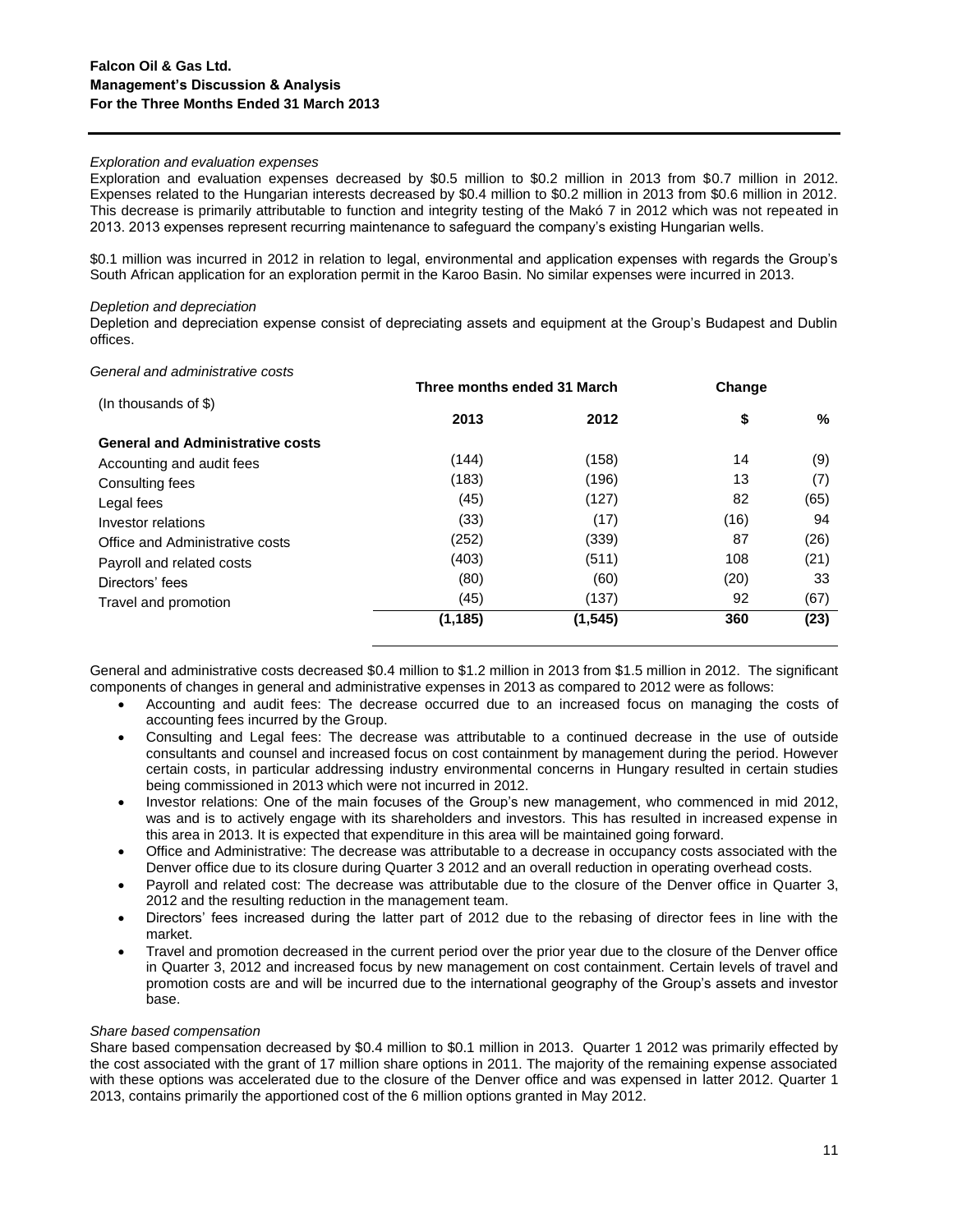*Exploration and evaluation expenses*

Exploration and evaluation expenses decreased by \$0.5 million to \$0.2 million in 2013 from \$0.7 million in 2012. Expenses related to the Hungarian interests decreased by \$0.4 million to \$0.2 million in 2013 from \$0.6 million in 2012. This decrease is primarily attributable to function and integrity testing of the Makó 7 in 2012 which was not repeated in 2013. 2013 expenses represent recurring maintenance to safeguard the company's existing Hungarian wells.

\$0.1 million was incurred in 2012 in relation to legal, environmental and application expenses with regards the Group's South African application for an exploration permit in the Karoo Basin. No similar expenses were incurred in 2013.

*Depletion and depreciation*

Depletion and depreciation expense consist of depreciating assets and equipment at the Group's Budapest and Dublin offices.

*General and administrative costs*

| (In thousands of \$) | Three months ended 31 March | | Change | |
|---|---|---|---|---|
| | 2013 | 2012 | \$ | % |
| **General and Administrative costs** | | | | |
| Accounting and audit fees | (144) | (158) | 14 | (9) |
| Consulting fees | (183) | (196) | 13 | (7) |
| Legal fees | (45) | (127) | 82 | (65) |
| Investor relations | (33) | (17) | (16) | 94 |
| Office and Administrative costs | (252) | (339) | 87 | (26) |
| Payroll and related costs | (403) | (511) | 108 | (21) |
| Directors' fees | (80) | (60) | (20) | 33 |
| Travel and promotion | (45) | (137) | 92 | (67) |
| | **(1,185)** | **(1,545)** | **360** | **(23)** |

General and administrative costs decreased \$0.4 million to \$1.2 million in 2013 from \$1.5 million in 2012. The significant components of changes in general and administrative expenses in 2013 as compared to 2012 were as follows:

- Accounting and audit fees: The decrease occurred due to an increased focus on managing the costs of accounting fees incurred by the Group.
- Consulting and Legal fees: The decrease was attributable to a continued decrease in the use of outside consultants and counsel and increased focus on cost containment by management during the period. However certain costs, in particular addressing industry environmental concerns in Hungary resulted in certain studies being commissioned in 2013 which were not incurred in 2012.
- Investor relations: One of the main focuses of the Group's new management, who commenced in mid 2012, was and is to actively engage with its shareholders and investors. This has resulted in increased expense in this area in 2013. It is expected that expenditure in this area will be maintained going forward.
- Office and Administrative: The decrease was attributable to a decrease in occupancy costs associated with the Denver office due to its closure during Quarter 3 2012 and an overall reduction in operating overhead costs.
- Payroll and related cost: The decrease was attributable due to the closure of the Denver office in Quarter 3, 2012 and the resulting reduction in the management team.
- Directors' fees increased during the latter part of 2012 due to the rebasing of director fees in line with the market.
- Travel and promotion decreased in the current period over the prior year due to the closure of the Denver office in Quarter 3, 2012 and increased focus by new management on cost containment. Certain levels of travel and promotion costs are and will be incurred due to the international geography of the Group's assets and investor base.

*Share based compensation*

Share based compensation decreased by \$0.4 million to \$0.1 million in 2013. Quarter 1 2012 was primarily effected by the cost associated with the grant of 17 million share options in 2011. The majority of the remaining expense associated with these options was accelerated due to the closure of the Denver office and was expensed in latter 2012. Quarter 1 2013, contains primarily the apportioned cost of the 6 million options granted in May 2012.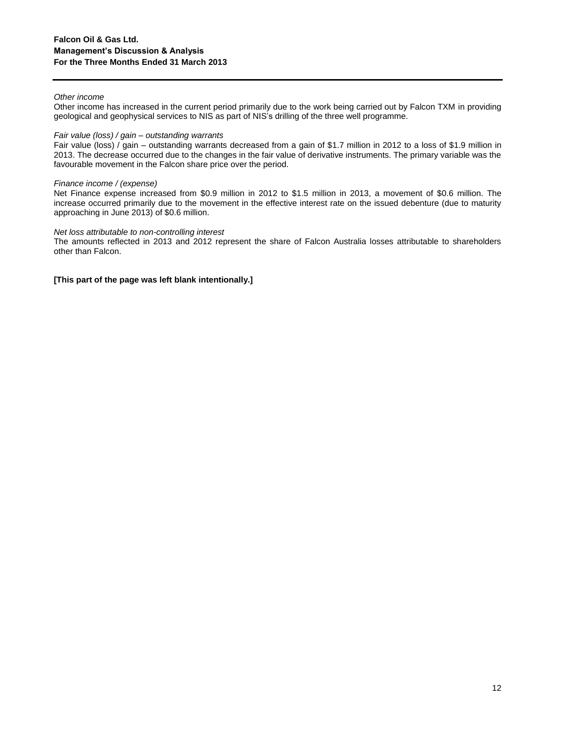*Other income*

Other income has increased in the current period primarily due to the work being carried out by Falcon TXM in providing geological and geophysical services to NIS as part of NIS's drilling of the three well programme.

*Fair value (loss) / gain – outstanding warrants*

Fair value (loss) / gain – outstanding warrants decreased from a gain of $1.7 million in 2012 to a loss of $1.9 million in 2013. The decrease occurred due to the changes in the fair value of derivative instruments. The primary variable was the favourable movement in the Falcon share price over the period.

*Finance income / (expense)*

Net Finance expense increased from $0.9 million in 2012 to $1.5 million in 2013, a movement of $0.6 million. The increase occurred primarily due to the movement in the effective interest rate on the issued debenture (due to maturity approaching in June 2013) of $0.6 million.

*Net loss attributable to non-controlling interest*

The amounts reflected in 2013 and 2012 represent the share of Falcon Australia losses attributable to shareholders other than Falcon.

**[This part of the page was left blank intentionally.]**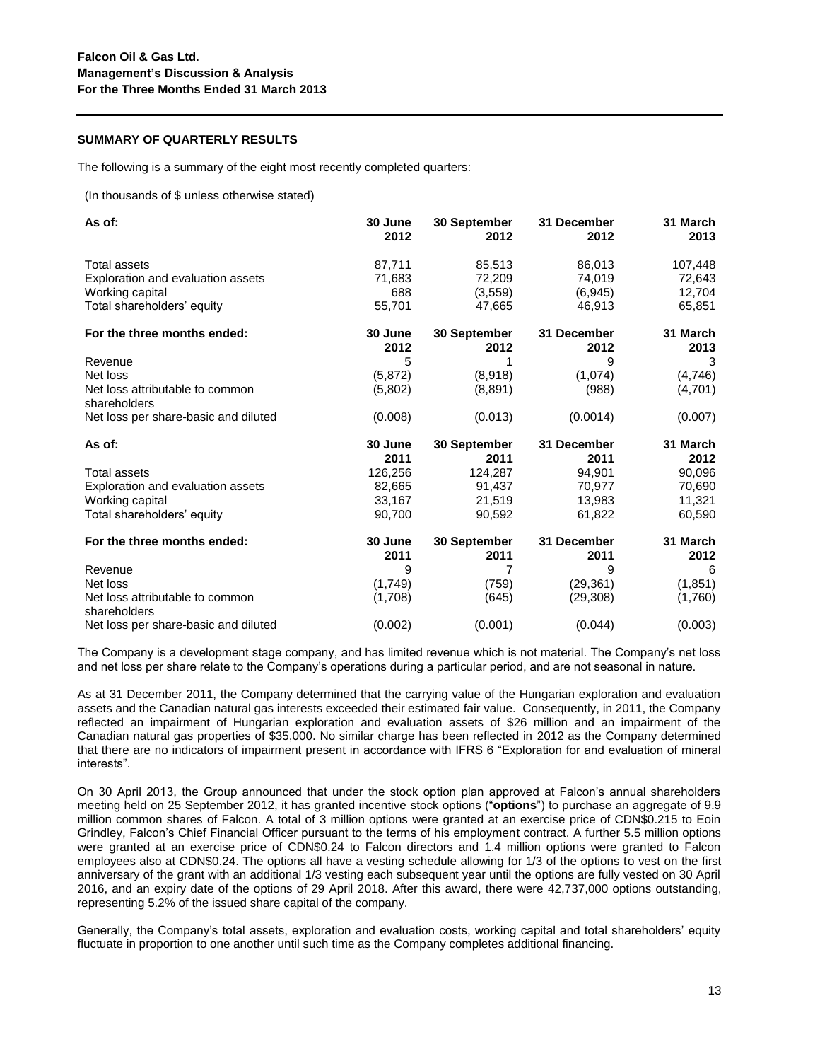**Falcon Oil & Gas Ltd.**
**Management's Discussion & Analysis**
**For the Three Months Ended 31 March 2013**

## SUMMARY OF QUARTERLY RESULTS

The following is a summary of the eight most recently completed quarters:

(In thousands of $ unless otherwise stated)

| As of: | 30 June 2012 | 30 September 2012 | 31 December 2012 | 31 March 2013 |
|---|---|---|---|---|
| Total assets | 87,711 | 85,513 | 86,013 | 107,448 |
| Exploration and evaluation assets | 71,683 | 72,209 | 74,019 | 72,643 |
| Working capital | 688 | (3,559) | (6,945) | 12,704 |
| Total shareholders' equity | 55,701 | 47,665 | 46,913 | 65,851 |
| **For the three months ended:** | **30 June 2012** | **30 September 2012** | **31 December 2012** | **31 March 2013** |
| Revenue | 5 | 1 | 9 | 3 |
| Net loss | (5,872) | (8,918) | (1,074) | (4,746) |
| Net loss attributable to common shareholders | (5,802) | (8,891) | (988) | (4,701) |
| Net loss per share-basic and diluted | (0.008) | (0.013) | (0.0014) | (0.007) |

| As of: | 30 June 2011 | 30 September 2011 | 31 December 2011 | 31 March 2012 |
|---|---|---|---|---|
| Total assets | 126,256 | 124,287 | 94,901 | 90,096 |
| Exploration and evaluation assets | 82,665 | 91,437 | 70,977 | 70,690 |
| Working capital | 33,167 | 21,519 | 13,983 | 11,321 |
| Total shareholders' equity | 90,700 | 90,592 | 61,822 | 60,590 |
| **For the three months ended:** | **30 June 2011** | **30 September 2011** | **31 December 2011** | **31 March 2012** |
| Revenue | 9 | 7 | 9 | 6 |
| Net loss | (1,749) | (759) | (29,361) | (1,851) |
| Net loss attributable to common shareholders | (1,708) | (645) | (29,308) | (1,760) |
| Net loss per share-basic and diluted | (0.002) | (0.001) | (0.044) | (0.003) |

The Company is a development stage company, and has limited revenue which is not material. The Company's net loss and net loss per share relate to the Company's operations during a particular period, and are not seasonal in nature.

As at 31 December 2011, the Company determined that the carrying value of the Hungarian exploration and evaluation assets and the Canadian natural gas interests exceeded their estimated fair value. Consequently, in 2011, the Company reflected an impairment of Hungarian exploration and evaluation assets of $26 million and an impairment of the Canadian natural gas properties of $35,000. No similar charge has been reflected in 2012 as the Company determined that there are no indicators of impairment present in accordance with IFRS 6 "Exploration for and evaluation of mineral interests".

On 30 April 2013, the Group announced that under the stock option plan approved at Falcon's annual shareholders meeting held on 25 September 2012, it has granted incentive stock options ("**options**") to purchase an aggregate of 9.9 million common shares of Falcon. A total of 3 million options were granted at an exercise price of CDN$0.215 to Eoin Grindley, Falcon's Chief Financial Officer pursuant to the terms of his employment contract. A further 5.5 million options were granted at an exercise price of CDN$0.24 to Falcon directors and 1.4 million options were granted to Falcon employees also at CDN$0.24. The options all have a vesting schedule allowing for 1/3 of the options to vest on the first anniversary of the grant with an additional 1/3 vesting each subsequent year until the options are fully vested on 30 April 2016, and an expiry date of the options of 29 April 2018. After this award, there were 42,737,000 options outstanding, representing 5.2% of the issued share capital of the company.

Generally, the Company's total assets, exploration and evaluation costs, working capital and total shareholders' equity fluctuate in proportion to one another until such time as the Company completes additional financing.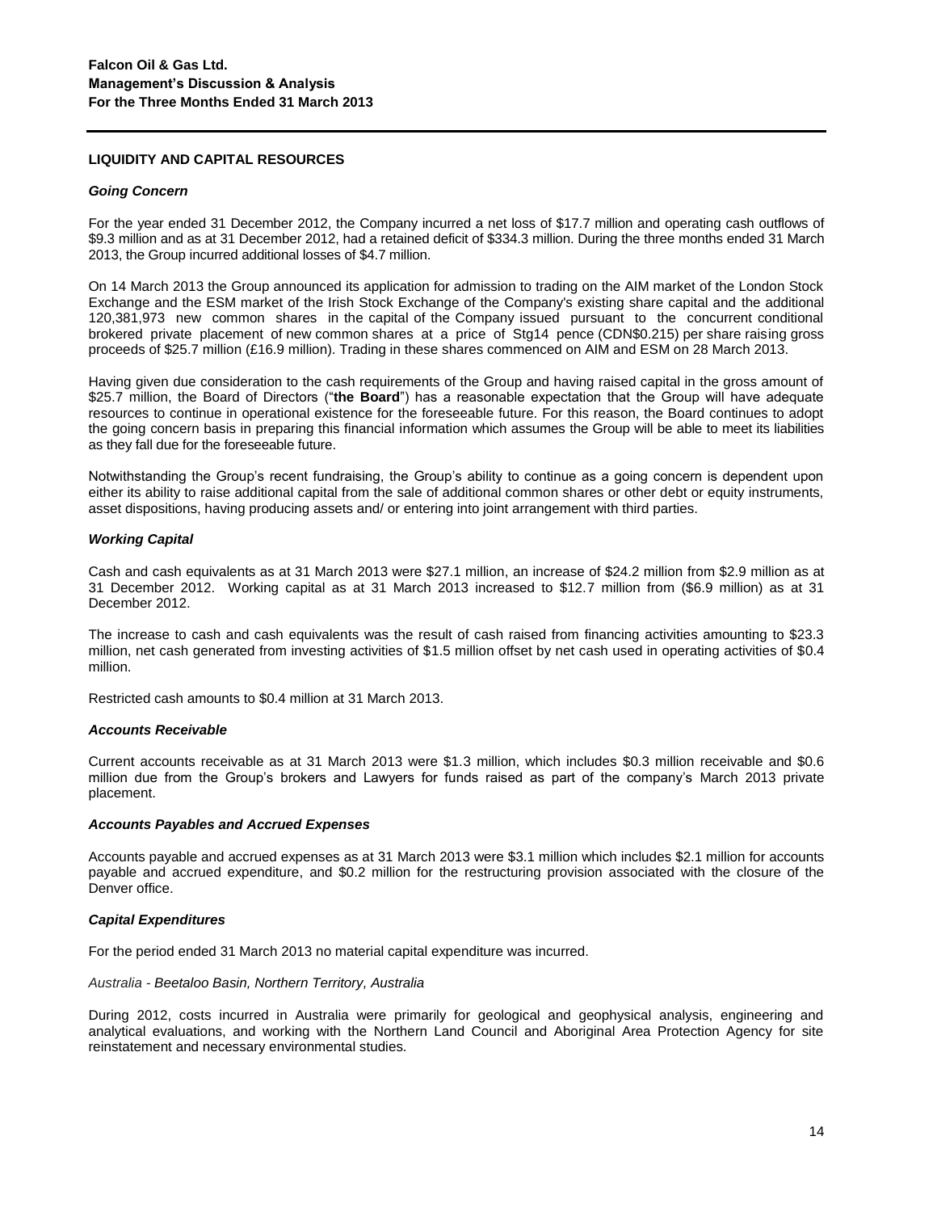## LIQUIDITY AND CAPITAL RESOURCES

### *Going Concern*

For the year ended 31 December 2012, the Company incurred a net loss of \$17.7 million and operating cash outflows of \$9.3 million and as at 31 December 2012, had a retained deficit of \$334.3 million. During the three months ended 31 March 2013, the Group incurred additional losses of \$4.7 million.

On 14 March 2013 the Group announced its application for admission to trading on the AIM market of the London Stock Exchange and the ESM market of the Irish Stock Exchange of the Company's existing share capital and the additional 120,381,973 new common shares in the capital of the Company issued pursuant to the concurrent conditional brokered private placement of new common shares at a price of Stg14 pence (CDN\$0.215) per share raising gross proceeds of \$25.7 million (£16.9 million). Trading in these shares commenced on AIM and ESM on 28 March 2013.

Having given due consideration to the cash requirements of the Group and having raised capital in the gross amount of \$25.7 million, the Board of Directors ("**the Board**") has a reasonable expectation that the Group will have adequate resources to continue in operational existence for the foreseeable future. For this reason, the Board continues to adopt the going concern basis in preparing this financial information which assumes the Group will be able to meet its liabilities as they fall due for the foreseeable future.

Notwithstanding the Group's recent fundraising, the Group's ability to continue as a going concern is dependent upon either its ability to raise additional capital from the sale of additional common shares or other debt or equity instruments, asset dispositions, having producing assets and/ or entering into joint arrangement with third parties.

### *Working Capital*

Cash and cash equivalents as at 31 March 2013 were \$27.1 million, an increase of \$24.2 million from \$2.9 million as at 31 December 2012. Working capital as at 31 March 2013 increased to \$12.7 million from (\$6.9 million) as at 31 December 2012.

The increase to cash and cash equivalents was the result of cash raised from financing activities amounting to \$23.3 million, net cash generated from investing activities of \$1.5 million offset by net cash used in operating activities of \$0.4 million.

Restricted cash amounts to \$0.4 million at 31 March 2013.

### *Accounts Receivable*

Current accounts receivable as at 31 March 2013 were \$1.3 million, which includes \$0.3 million receivable and \$0.6 million due from the Group's brokers and Lawyers for funds raised as part of the company's March 2013 private placement.

### *Accounts Payables and Accrued Expenses*

Accounts payable and accrued expenses as at 31 March 2013 were \$3.1 million which includes \$2.1 million for accounts payable and accrued expenditure, and \$0.2 million for the restructuring provision associated with the closure of the Denver office.

### *Capital Expenditures*

For the period ended 31 March 2013 no material capital expenditure was incurred.

*Australia - Beetaloo Basin, Northern Territory, Australia*

During 2012, costs incurred in Australia were primarily for geological and geophysical analysis, engineering and analytical evaluations, and working with the Northern Land Council and Aboriginal Area Protection Agency for site reinstatement and necessary environmental studies.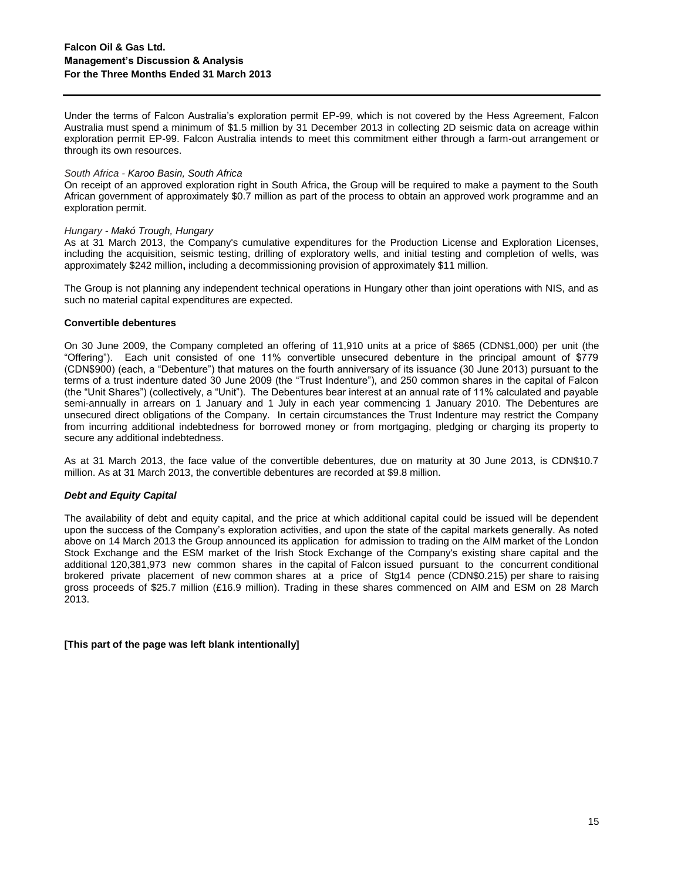Under the terms of Falcon Australia's exploration permit EP-99, which is not covered by the Hess Agreement, Falcon Australia must spend a minimum of $1.5 million by 31 December 2013 in collecting 2D seismic data on acreage within exploration permit EP-99. Falcon Australia intends to meet this commitment either through a farm-out arrangement or through its own resources.

*South Africa - Karoo Basin, South Africa*

On receipt of an approved exploration right in South Africa, the Group will be required to make a payment to the South African government of approximately $0.7 million as part of the process to obtain an approved work programme and an exploration permit.

*Hungary - Makó Trough, Hungary*

As at 31 March 2013, the Company's cumulative expenditures for the Production License and Exploration Licenses, including the acquisition, seismic testing, drilling of exploratory wells, and initial testing and completion of wells, was approximately $242 million**,** including a decommissioning provision of approximately $11 million.

The Group is not planning any independent technical operations in Hungary other than joint operations with NIS, and as such no material capital expenditures are expected.

**Convertible debentures**

On 30 June 2009, the Company completed an offering of 11,910 units at a price of $865 (CDN$1,000) per unit (the "Offering"). Each unit consisted of one 11% convertible unsecured debenture in the principal amount of $779 (CDN$900) (each, a "Debenture") that matures on the fourth anniversary of its issuance (30 June 2013) pursuant to the terms of a trust indenture dated 30 June 2009 (the "Trust Indenture"), and 250 common shares in the capital of Falcon (the "Unit Shares") (collectively, a "Unit"). The Debentures bear interest at an annual rate of 11% calculated and payable semi-annually in arrears on 1 January and 1 July in each year commencing 1 January 2010. The Debentures are unsecured direct obligations of the Company. In certain circumstances the Trust Indenture may restrict the Company from incurring additional indebtedness for borrowed money or from mortgaging, pledging or charging its property to secure any additional indebtedness.

As at 31 March 2013, the face value of the convertible debentures, due on maturity at 30 June 2013, is CDN$10.7 million. As at 31 March 2013, the convertible debentures are recorded at $9.8 million.

***Debt and Equity Capital***

The availability of debt and equity capital, and the price at which additional capital could be issued will be dependent upon the success of the Company's exploration activities, and upon the state of the capital markets generally. As noted above on 14 March 2013 the Group announced its application for admission to trading on the AIM market of the London Stock Exchange and the ESM market of the Irish Stock Exchange of the Company's existing share capital and the additional 120,381,973 new common shares in the capital of Falcon issued pursuant to the concurrent conditional brokered private placement of new common shares at a price of Stg14 pence (CDN$0.215) per share to raising gross proceeds of $25.7 million (£16.9 million). Trading in these shares commenced on AIM and ESM on 28 March 2013.

**[This part of the page was left blank intentionally]**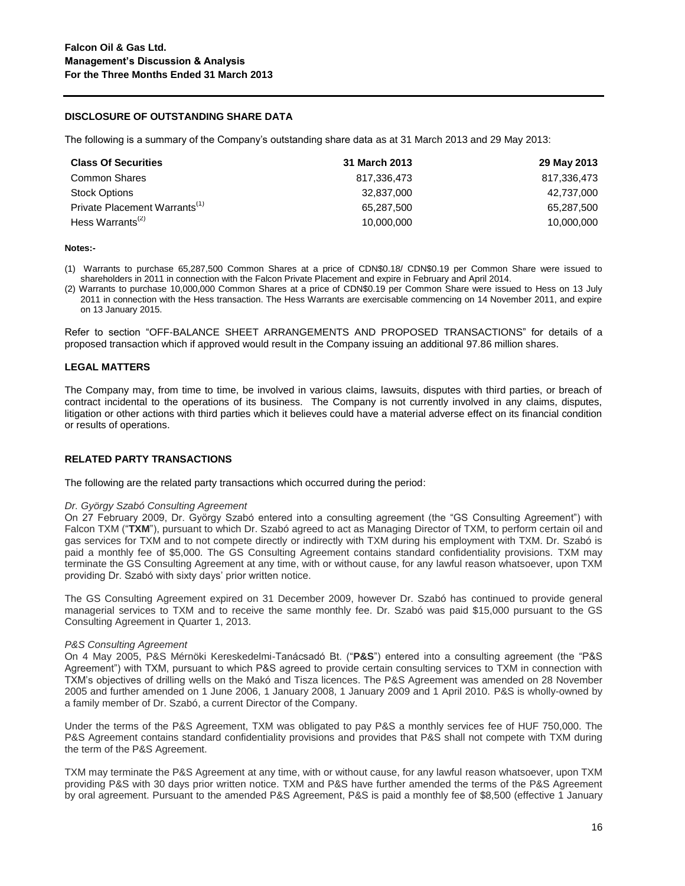## DISCLOSURE OF OUTSTANDING SHARE DATA

The following is a summary of the Company's outstanding share data as at 31 March 2013 and 29 May 2013:

| Class Of Securities | 31 March 2013 | 29 May 2013 |
|---|---|---|
| Common Shares | 817,336,473 | 817,336,473 |
| Stock Options | 32,837,000 | 42,737,000 |
| Private Placement Warrants(1) | 65,287,500 | 65,287,500 |
| Hess Warrants(2) | 10,000,000 | 10,000,000 |

**Notes:-**

(1) Warrants to purchase 65,287,500 Common Shares at a price of CDN$0.18/ CDN$0.19 per Common Share were issued to shareholders in 2011 in connection with the Falcon Private Placement and expire in February and April 2014.

(2) Warrants to purchase 10,000,000 Common Shares at a price of CDN$0.19 per Common Share were issued to Hess on 13 July 2011 in connection with the Hess transaction. The Hess Warrants are exercisable commencing on 14 November 2011, and expire on 13 January 2015.

Refer to section "OFF-BALANCE SHEET ARRANGEMENTS AND PROPOSED TRANSACTIONS" for details of a proposed transaction which if approved would result in the Company issuing an additional 97.86 million shares.

## LEGAL MATTERS

The Company may, from time to time, be involved in various claims, lawsuits, disputes with third parties, or breach of contract incidental to the operations of its business. The Company is not currently involved in any claims, disputes, litigation or other actions with third parties which it believes could have a material adverse effect on its financial condition or results of operations.

## RELATED PARTY TRANSACTIONS

The following are the related party transactions which occurred during the period:

*Dr. György Szabó Consulting Agreement*

On 27 February 2009, Dr. György Szabó entered into a consulting agreement (the "GS Consulting Agreement") with Falcon TXM ("**TXM**"), pursuant to which Dr. Szabó agreed to act as Managing Director of TXM, to perform certain oil and gas services for TXM and to not compete directly or indirectly with TXM during his employment with TXM. Dr. Szabó is paid a monthly fee of $5,000. The GS Consulting Agreement contains standard confidentiality provisions. TXM may terminate the GS Consulting Agreement at any time, with or without cause, for any lawful reason whatsoever, upon TXM providing Dr. Szabó with sixty days' prior written notice.

The GS Consulting Agreement expired on 31 December 2009, however Dr. Szabó has continued to provide general managerial services to TXM and to receive the same monthly fee. Dr. Szabó was paid $15,000 pursuant to the GS Consulting Agreement in Quarter 1, 2013.

*P&S Consulting Agreement*

On 4 May 2005, P&S Mérnöki Kereskedelmi-Tanácsadó Bt. ("**P&S**") entered into a consulting agreement (the "P&S Agreement") with TXM, pursuant to which P&S agreed to provide certain consulting services to TXM in connection with TXM's objectives of drilling wells on the Makó and Tisza licences. The P&S Agreement was amended on 28 November 2005 and further amended on 1 June 2006, 1 January 2008, 1 January 2009 and 1 April 2010. P&S is wholly-owned by a family member of Dr. Szabó, a current Director of the Company.

Under the terms of the P&S Agreement, TXM was obligated to pay P&S a monthly services fee of HUF 750,000. The P&S Agreement contains standard confidentiality provisions and provides that P&S shall not compete with TXM during the term of the P&S Agreement.

TXM may terminate the P&S Agreement at any time, with or without cause, for any lawful reason whatsoever, upon TXM providing P&S with 30 days prior written notice. TXM and P&S have further amended the terms of the P&S Agreement by oral agreement. Pursuant to the amended P&S Agreement, P&S is paid a monthly fee of $8,500 (effective 1 January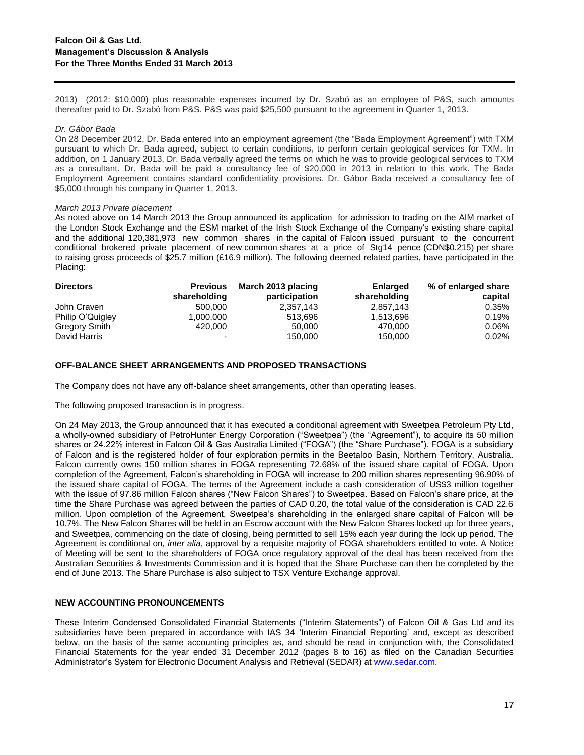2013) (2012: $10,000) plus reasonable expenses incurred by Dr. Szabó as an employee of P&S, such amounts thereafter paid to Dr. Szabó from P&S. P&S was paid $25,500 pursuant to the agreement in Quarter 1, 2013.

*Dr. Gábor Bada*

On 28 December 2012, Dr. Bada entered into an employment agreement (the "Bada Employment Agreement") with TXM pursuant to which Dr. Bada agreed, subject to certain conditions, to perform certain geological services for TXM. In addition, on 1 January 2013, Dr. Bada verbally agreed the terms on which he was to provide geological services to TXM as a consultant. Dr. Bada will be paid a consultancy fee of $20,000 in 2013 in relation to this work. The Bada Employment Agreement contains standard confidentiality provisions. Dr. Gábor Bada received a consultancy fee of $5,000 through his company in Quarter 1, 2013.

*March 2013 Private placement*

As noted above on 14 March 2013 the Group announced its application for admission to trading on the AIM market of the London Stock Exchange and the ESM market of the Irish Stock Exchange of the Company's existing share capital and the additional 120,381,973 new common shares in the capital of Falcon issued pursuant to the concurrent conditional brokered private placement of new common shares at a price of Stg14 pence (CDN$0.215) per share to raising gross proceeds of $25.7 million (£16.9 million). The following deemed related parties, have participated in the Placing:

| Directors | Previous shareholding | March 2013 placing participation | Enlarged shareholding | % of enlarged share capital |
|---|---|---|---|---|
| John Craven | 500,000 | 2,357,143 | 2,857,143 | 0.35% |
| Philip O'Quigley | 1,000,000 | 513,696 | 1,513,696 | 0.19% |
| Gregory Smith | 420,000 | 50,000 | 470,000 | 0.06% |
| David Harris | - | 150,000 | 150,000 | 0.02% |

## OFF-BALANCE SHEET ARRANGEMENTS AND PROPOSED TRANSACTIONS

The Company does not have any off-balance sheet arrangements, other than operating leases.

The following proposed transaction is in progress.

On 24 May 2013, the Group announced that it has executed a conditional agreement with Sweetpea Petroleum Pty Ltd, a wholly-owned subsidiary of PetroHunter Energy Corporation ("Sweetpea") (the "Agreement"), to acquire its 50 million shares or 24.22% interest in Falcon Oil & Gas Australia Limited ("FOGA") (the "Share Purchase"). FOGA is a subsidiary of Falcon and is the registered holder of four exploration permits in the Beetaloo Basin, Northern Territory, Australia. Falcon currently owns 150 million shares in FOGA representing 72.68% of the issued share capital of FOGA. Upon completion of the Agreement, Falcon's shareholding in FOGA will increase to 200 million shares representing 96.90% of the issued share capital of FOGA. The terms of the Agreement include a cash consideration of US$3 million together with the issue of 97.86 million Falcon shares ("New Falcon Shares") to Sweetpea. Based on Falcon's share price, at the time the Share Purchase was agreed between the parties of CAD 0.20, the total value of the consideration is CAD 22.6 million. Upon completion of the Agreement, Sweetpea's shareholding in the enlarged share capital of Falcon will be 10.7%. The New Falcon Shares will be held in an Escrow account with the New Falcon Shares locked up for three years, and Sweetpea, commencing on the date of closing, being permitted to sell 15% each year during the lock up period. The Agreement is conditional on, *inter alia*, approval by a requisite majority of FOGA shareholders entitled to vote. A Notice of Meeting will be sent to the shareholders of FOGA once regulatory approval of the deal has been received from the Australian Securities & Investments Commission and it is hoped that the Share Purchase can then be completed by the end of June 2013. The Share Purchase is also subject to TSX Venture Exchange approval.

## NEW ACCOUNTING PRONOUNCEMENTS

These Interim Condensed Consolidated Financial Statements ("Interim Statements") of Falcon Oil & Gas Ltd and its subsidiaries have been prepared in accordance with IAS 34 'Interim Financial Reporting' and, except as described below, on the basis of the same accounting principles as, and should be read in conjunction with, the Consolidated Financial Statements for the year ended 31 December 2012 (pages 8 to 16) as filed on the Canadian Securities Administrator's System for Electronic Document Analysis and Retrieval (SEDAR) at www.sedar.com.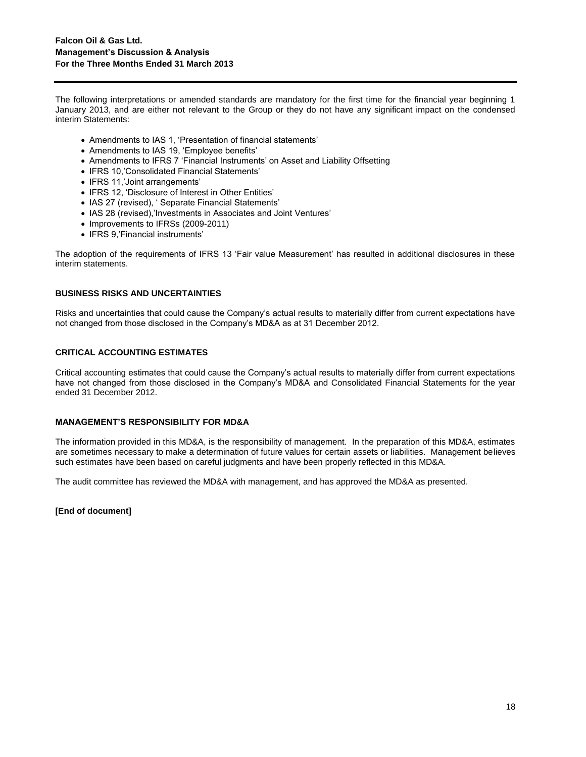The following interpretations or amended standards are mandatory for the first time for the financial year beginning 1 January 2013, and are either not relevant to the Group or they do not have any significant impact on the condensed interim Statements:

- Amendments to IAS 1, 'Presentation of financial statements'
- Amendments to IAS 19, 'Employee benefits'
- Amendments to IFRS 7 'Financial Instruments' on Asset and Liability Offsetting
- IFRS 10,'Consolidated Financial Statements'
- IFRS 11,'Joint arrangements'
- IFRS 12, 'Disclosure of Interest in Other Entities'
- IAS 27 (revised), ' Separate Financial Statements'
- IAS 28 (revised),'Investments in Associates and Joint Ventures'
- Improvements to IFRSs (2009-2011)
- IFRS 9,'Financial instruments'

The adoption of the requirements of IFRS 13 'Fair value Measurement' has resulted in additional disclosures in these interim statements.

### BUSINESS RISKS AND UNCERTAINTIES

Risks and uncertainties that could cause the Company's actual results to materially differ from current expectations have not changed from those disclosed in the Company's MD&A as at 31 December 2012.

### CRITICAL ACCOUNTING ESTIMATES

Critical accounting estimates that could cause the Company's actual results to materially differ from current expectations have not changed from those disclosed in the Company's MD&A and Consolidated Financial Statements for the year ended 31 December 2012.

### MANAGEMENT'S RESPONSIBILITY FOR MD&A

The information provided in this MD&A, is the responsibility of management. In the preparation of this MD&A, estimates are sometimes necessary to make a determination of future values for certain assets or liabilities. Management believes such estimates have been based on careful judgments and have been properly reflected in this MD&A.

The audit committee has reviewed the MD&A with management, and has approved the MD&A as presented.

**[End of document]**